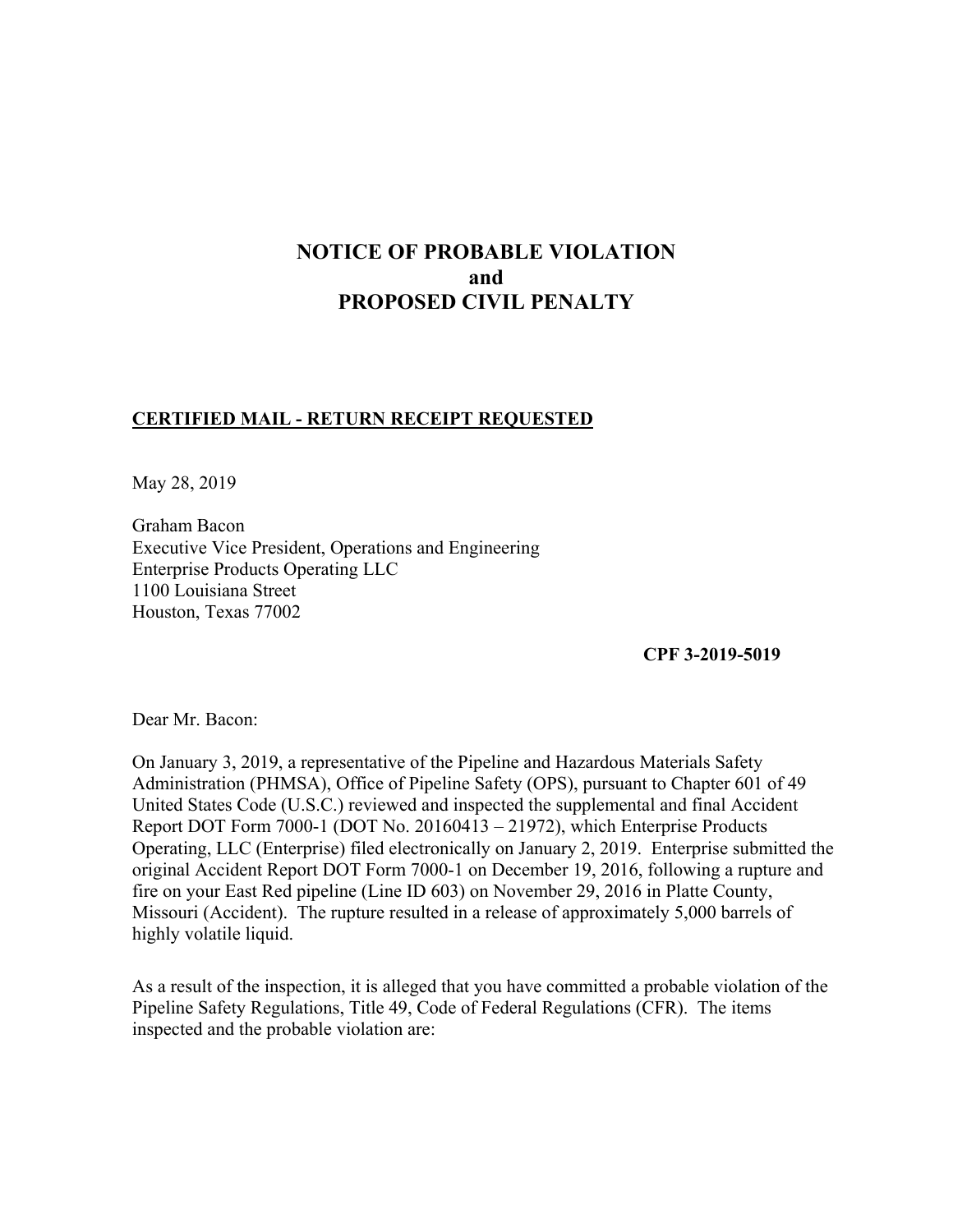# NOTICE OF PROBABLE VIOLATION
# and
# PROPOSED CIVIL PENALTY

**CERTIFIED MAIL - RETURN RECEIPT REQUESTED**

May 28, 2019

Graham Bacon
Executive Vice President, Operations and Engineering
Enterprise Products Operating LLC
1100 Louisiana Street
Houston, Texas 77002

**CPF 3-2019-5019**

Dear Mr. Bacon:

On January 3, 2019, a representative of the Pipeline and Hazardous Materials Safety Administration (PHMSA), Office of Pipeline Safety (OPS), pursuant to Chapter 601 of 49 United States Code (U.S.C.) reviewed and inspected the supplemental and final Accident Report DOT Form 7000-1 (DOT No. 20160413 – 21972), which Enterprise Products Operating, LLC (Enterprise) filed electronically on January 2, 2019. Enterprise submitted the original Accident Report DOT Form 7000-1 on December 19, 2016, following a rupture and fire on your East Red pipeline (Line ID 603) on November 29, 2016 in Platte County, Missouri (Accident). The rupture resulted in a release of approximately 5,000 barrels of highly volatile liquid.

As a result of the inspection, it is alleged that you have committed a probable violation of the Pipeline Safety Regulations, Title 49, Code of Federal Regulations (CFR). The items inspected and the probable violation are: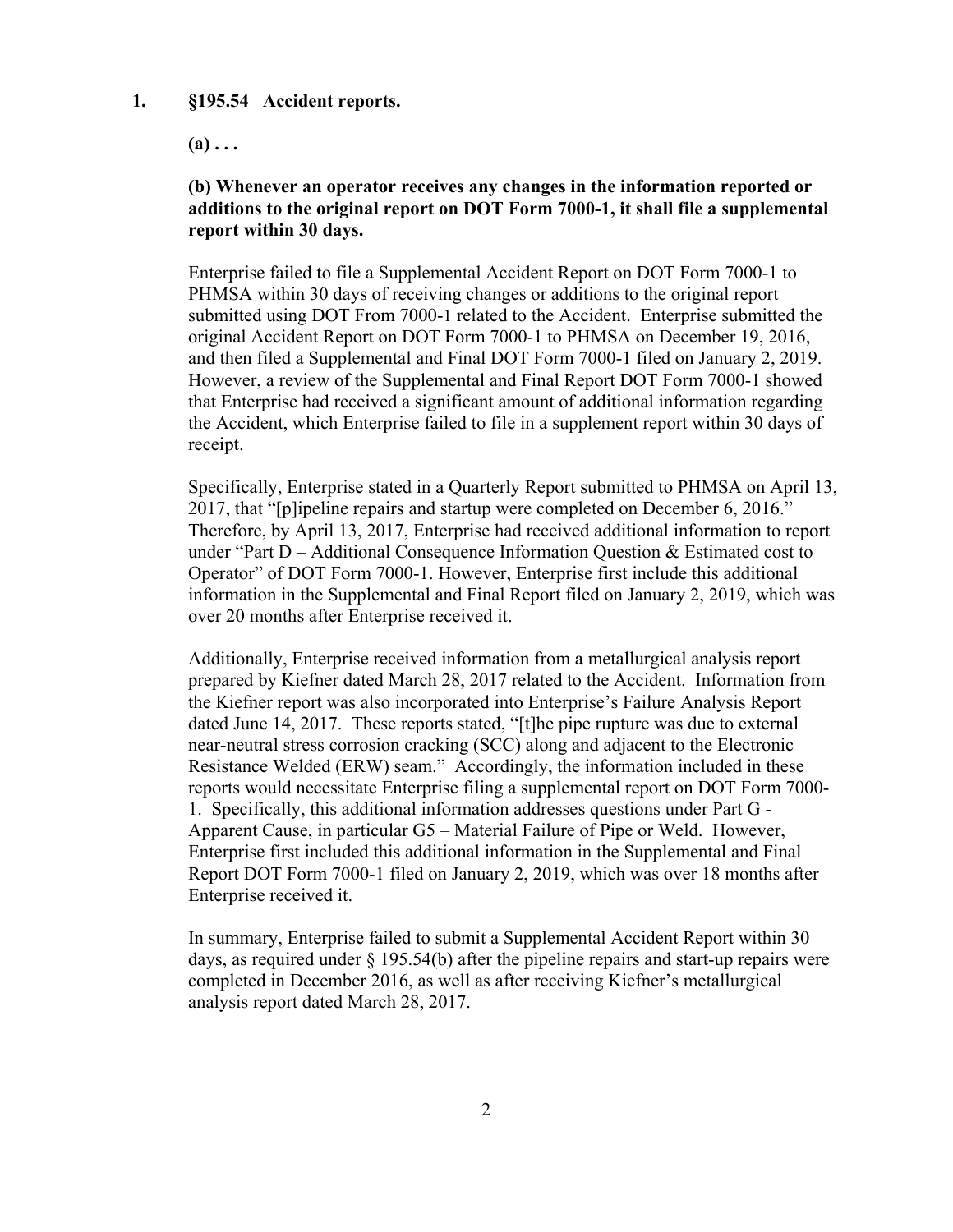**1. §195.54 Accident reports.**

**(a) . . .**

**(b) Whenever an operator receives any changes in the information reported or additions to the original report on DOT Form 7000-1, it shall file a supplemental report within 30 days.**

Enterprise failed to file a Supplemental Accident Report on DOT Form 7000-1 to PHMSA within 30 days of receiving changes or additions to the original report submitted using DOT From 7000-1 related to the Accident. Enterprise submitted the original Accident Report on DOT Form 7000-1 to PHMSA on December 19, 2016, and then filed a Supplemental and Final DOT Form 7000-1 filed on January 2, 2019. However, a review of the Supplemental and Final Report DOT Form 7000-1 showed that Enterprise had received a significant amount of additional information regarding the Accident, which Enterprise failed to file in a supplement report within 30 days of receipt.

Specifically, Enterprise stated in a Quarterly Report submitted to PHMSA on April 13, 2017, that "[p]ipeline repairs and startup were completed on December 6, 2016." Therefore, by April 13, 2017, Enterprise had received additional information to report under "Part D – Additional Consequence Information Question & Estimated cost to Operator" of DOT Form 7000-1. However, Enterprise first include this additional information in the Supplemental and Final Report filed on January 2, 2019, which was over 20 months after Enterprise received it.

Additionally, Enterprise received information from a metallurgical analysis report prepared by Kiefner dated March 28, 2017 related to the Accident. Information from the Kiefner report was also incorporated into Enterprise's Failure Analysis Report dated June 14, 2017. These reports stated, "[t]he pipe rupture was due to external near-neutral stress corrosion cracking (SCC) along and adjacent to the Electronic Resistance Welded (ERW) seam." Accordingly, the information included in these reports would necessitate Enterprise filing a supplemental report on DOT Form 7000-1. Specifically, this additional information addresses questions under Part G - Apparent Cause, in particular G5 – Material Failure of Pipe or Weld. However, Enterprise first included this additional information in the Supplemental and Final Report DOT Form 7000-1 filed on January 2, 2019, which was over 18 months after Enterprise received it.

In summary, Enterprise failed to submit a Supplemental Accident Report within 30 days, as required under § 195.54(b) after the pipeline repairs and start-up repairs were completed in December 2016, as well as after receiving Kiefner's metallurgical analysis report dated March 28, 2017.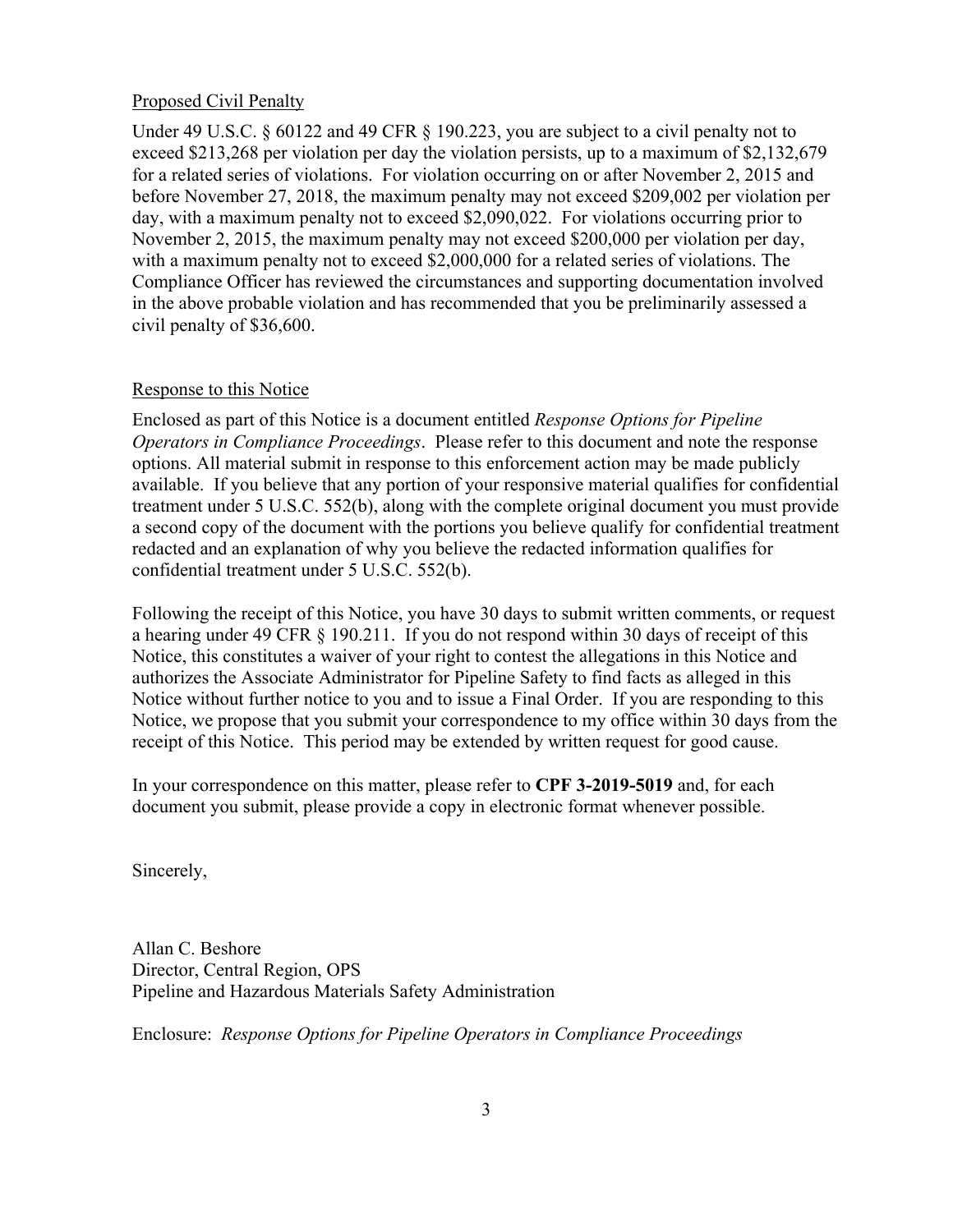Proposed Civil Penalty

Under 49 U.S.C. § 60122 and 49 CFR § 190.223, you are subject to a civil penalty not to exceed $213,268 per violation per day the violation persists, up to a maximum of $2,132,679 for a related series of violations. For violation occurring on or after November 2, 2015 and before November 27, 2018, the maximum penalty may not exceed $209,002 per violation per day, with a maximum penalty not to exceed $2,090,022. For violations occurring prior to November 2, 2015, the maximum penalty may not exceed $200,000 per violation per day, with a maximum penalty not to exceed $2,000,000 for a related series of violations. The Compliance Officer has reviewed the circumstances and supporting documentation involved in the above probable violation and has recommended that you be preliminarily assessed a civil penalty of $36,600.

Response to this Notice

Enclosed as part of this Notice is a document entitled *Response Options for Pipeline Operators in Compliance Proceedings*. Please refer to this document and note the response options. All material submit in response to this enforcement action may be made publicly available. If you believe that any portion of your responsive material qualifies for confidential treatment under 5 U.S.C. 552(b), along with the complete original document you must provide a second copy of the document with the portions you believe qualify for confidential treatment redacted and an explanation of why you believe the redacted information qualifies for confidential treatment under 5 U.S.C. 552(b).

Following the receipt of this Notice, you have 30 days to submit written comments, or request a hearing under 49 CFR § 190.211. If you do not respond within 30 days of receipt of this Notice, this constitutes a waiver of your right to contest the allegations in this Notice and authorizes the Associate Administrator for Pipeline Safety to find facts as alleged in this Notice without further notice to you and to issue a Final Order. If you are responding to this Notice, we propose that you submit your correspondence to my office within 30 days from the receipt of this Notice. This period may be extended by written request for good cause.

In your correspondence on this matter, please refer to **CPF 3-2019-5019** and, for each document you submit, please provide a copy in electronic format whenever possible.

Sincerely,

Allan C. Beshore
Director, Central Region, OPS
Pipeline and Hazardous Materials Safety Administration

Enclosure: *Response Options for Pipeline Operators in Compliance Proceedings*